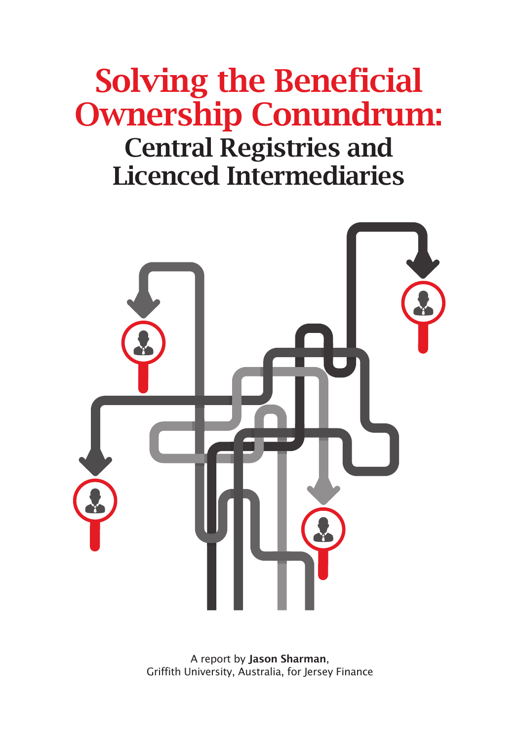# Solving the Beneficial Ownership Conundrum:

## Central Registries and Licenced Intermediaries

A report by **Jason Sharman**,
Griffith University, Australia, for Jersey Finance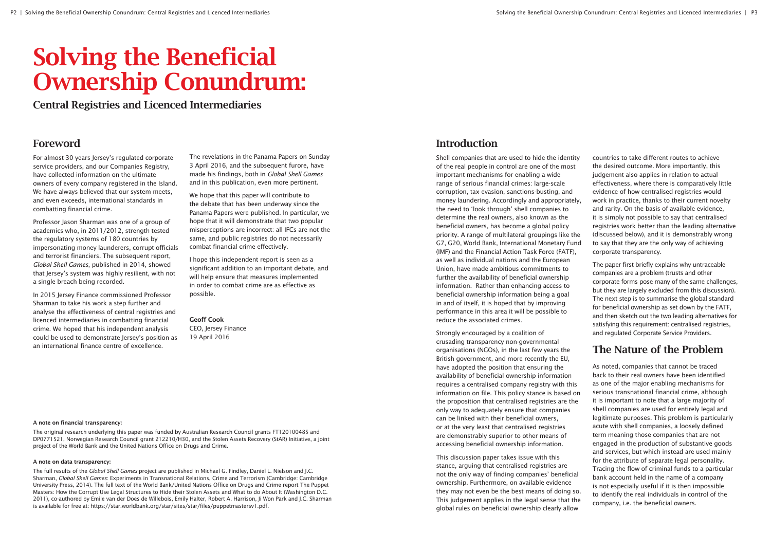# Solving the Beneficial Ownership Conundrum:

## Central Registries and Licenced Intermediaries

## Foreword

For almost 30 years Jersey's regulated corporate service providers, and our Companies Registry, have collected information on the ultimate owners of every company registered in the Island. We have always believed that our system meets, and even exceeds, international standards in combatting financial crime.

Professor Jason Sharman was one of a group of academics who, in 2011/2012, strength tested the regulatory systems of 180 countries by impersonating money launderers, corrupt officials and terrorist financiers. The subsequent report, *Global Shell Games*, published in 2014, showed that Jersey's system was highly resilient, with not a single breach being recorded.

In 2015 Jersey Finance commissioned Professor Sharman to take his work a step further and analyse the effectiveness of central registries and licenced intermediaries in combatting financial crime. We hoped that his independent analysis could be used to demonstrate Jersey's position as an international finance centre of excellence.

The revelations in the Panama Papers on Sunday 3 April 2016, and the subsequent furore, have made his findings, both in *Global Shell Games* and in this publication, even more pertinent.

We hope that this paper will contribute to the debate that has been underway since the Panama Papers were published. In particular, we hope that it will demonstrate that two popular misperceptions are incorrect: all IFCs are not the same, and public registries do not necessarily combat financial crime effectively.

I hope this independent report is seen as a significant addition to an important debate, and will help ensure that measures implemented in order to combat crime are as effective as possible.

**Geoff Cook**
CEO, Jersey Finance
19 April 2016

**A note on financial transparency:**

The original research underlying this paper was funded by Australian Research Council grants FT120100485 and DP0771521, Norwegian Research Council grant 212210/H30, and the Stolen Assets Recovery (StAR) Initiative, a joint project of the World Bank and the United Nations Office on Drugs and Crime.

**A note on data transparency:**

The full results of the *Global Shell Games* project are published in Michael G. Findley, Daniel L. Nielson and J.C. Sharman, *Global Shell Games*: Experiments in Transnational Relations, Crime and Terrorism (Cambridge: Cambridge University Press, 2014). The full text of the World Bank/United Nations Office on Drugs and Crime report The Puppet Masters: How the Corrupt Use Legal Structures to Hide their Stolen Assets and What to do About It (Washington D.C. 2011), co-authored by Emile van der Does de Willebois, Emily Halter, Robert A. Harrison, Ji Won Park and J.C. Sharman is available for free at: https://star.worldbank.org/star/sites/star/files/puppetmastersv1.pdf.

## Introduction

Shell companies that are used to hide the identity of the real people in control are one of the most important mechanisms for enabling a wide range of serious financial crimes: large-scale corruption, tax evasion, sanctions-busting, and money laundering. Accordingly and appropriately, the need to 'look through' shell companies to determine the real owners, also known as the beneficial owners, has become a global policy priority. A range of multilateral groupings like the G7, G20, World Bank, International Monetary Fund (IMF) and the Financial Action Task Force (FATF), as well as individual nations and the European Union, have made ambitious commitments to further the availability of beneficial ownership information. Rather than enhancing access to beneficial ownership information being a goal in and of itself, it is hoped that by improving performance in this area it will be possible to reduce the associated crimes.

Strongly encouraged by a coalition of crusading transparency non-governmental organisations (NGOs), in the last few years the British government, and more recently the EU, have adopted the position that ensuring the availability of beneficial ownership information requires a centralised company registry with this information on file. This policy stance is based on the proposition that centralised registries are the only way to adequately ensure that companies can be linked with their beneficial owners, or at the very least that centralised registries are demonstrably superior to other means of accessing beneficial ownership information.

This discussion paper takes issue with this stance, arguing that centralised registries are not the only way of finding companies' beneficial ownership. Furthermore, on available evidence they may not even be the best means of doing so. This judgement applies in the legal sense that the global rules on beneficial ownership clearly allow countries to take different routes to achieve the desired outcome. More importantly, this judgement also applies in relation to actual effectiveness, where there is comparatively little evidence of how centralised registries would work in practice, thanks to their current novelty and rarity. On the basis of available evidence, it is simply not possible to say that centralised registries work better than the leading alternative (discussed below), and it is demonstrably wrong to say that they are the only way of achieving corporate transparency.

The paper first briefly explains why untraceable companies are a problem (trusts and other corporate forms pose many of the same challenges, but they are largely excluded from this discussion). The next step is to summarise the global standard for beneficial ownership as set down by the FATF, and then sketch out the two leading alternatives for satisfying this requirement: centralised registries, and regulated Corporate Service Providers.

## The Nature of the Problem

As noted, companies that cannot be traced back to their real owners have been identified as one of the major enabling mechanisms for serious transnational financial crime, although it is important to note that a large majority of shell companies are used for entirely legal and legitimate purposes. This problem is particularly acute with shell companies, a loosely defined term meaning those companies that are not engaged in the production of substantive goods and services, but which instead are used mainly for the attribute of separate legal personality. Tracing the flow of criminal funds to a particular bank account held in the name of a company is not especially useful if it is then impossible to identify the real individuals in control of the company, i.e. the beneficial owners.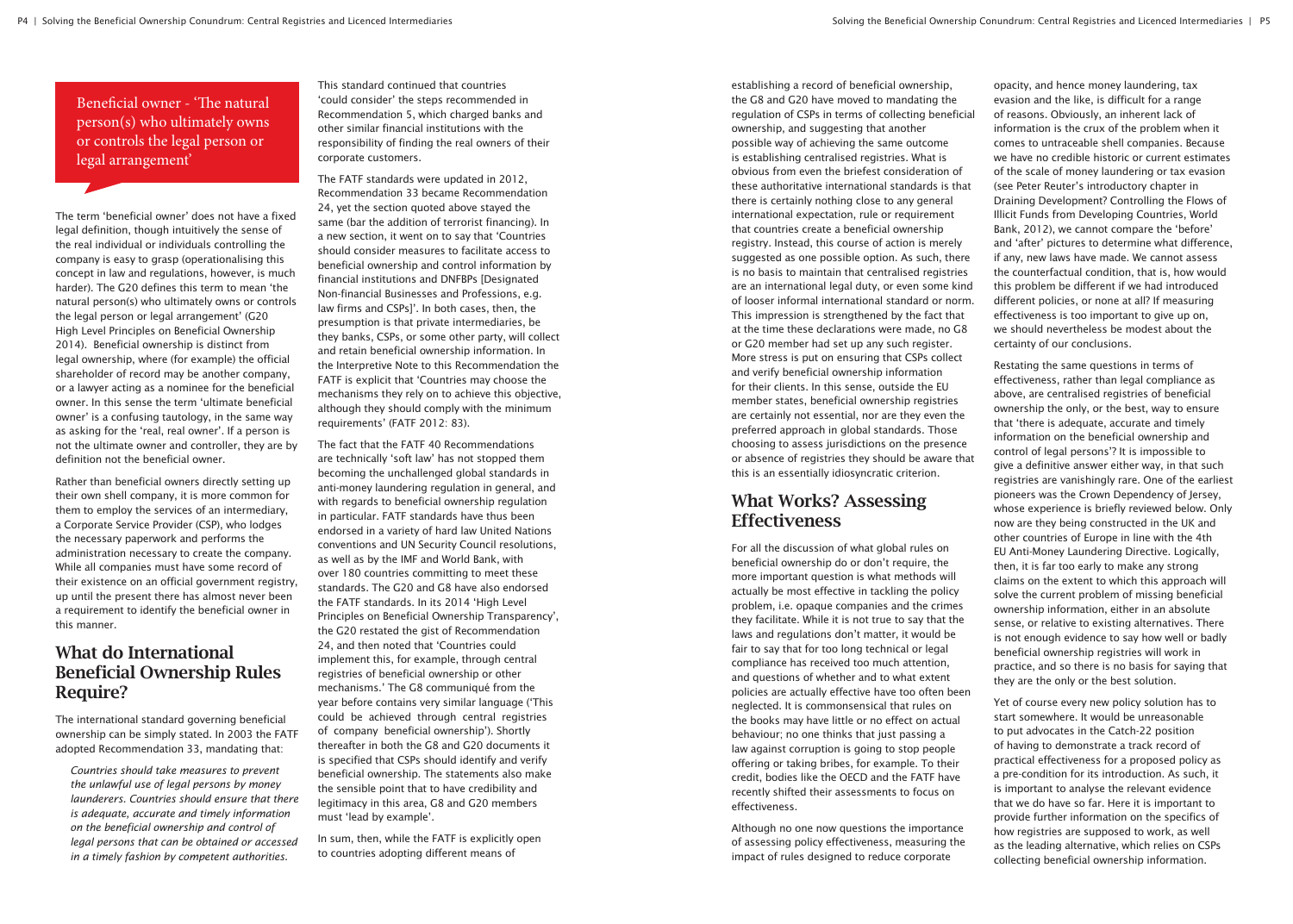Beneficial owner - 'The natural person(s) who ultimately owns or controls the legal person or legal arrangement'

The term 'beneficial owner' does not have a fixed legal definition, though intuitively the sense of the real individual or individuals controlling the company is easy to grasp (operationalising this concept in law and regulations, however, is much harder). The G20 defines this term to mean 'the natural person(s) who ultimately owns or controls the legal person or legal arrangement' (G20 High Level Principles on Beneficial Ownership 2014). Beneficial ownership is distinct from legal ownership, where (for example) the official shareholder of record may be another company, or a lawyer acting as a nominee for the beneficial owner. In this sense the term 'ultimate beneficial owner' is a confusing tautology, in the same way as asking for the 'real, real owner'. If a person is not the ultimate owner and controller, they are by definition not the beneficial owner.

Rather than beneficial owners directly setting up their own shell company, it is more common for them to employ the services of an intermediary, a Corporate Service Provider (CSP), who lodges the necessary paperwork and performs the administration necessary to create the company. While all companies must have some record of their existence on an official government registry, up until the present there has almost never been a requirement to identify the beneficial owner in this manner.

## What do International Beneficial Ownership Rules Require?

The international standard governing beneficial ownership can be simply stated. In 2003 the FATF adopted Recommendation 33, mandating that:

> *Countries should take measures to prevent the unlawful use of legal persons by money launderers. Countries should ensure that there is adequate, accurate and timely information on the beneficial ownership and control of legal persons that can be obtained or accessed in a timely fashion by competent authorities.*

This standard continued that countries 'could consider' the steps recommended in Recommendation 5, which charged banks and other similar financial institutions with the responsibility of finding the real owners of their corporate customers.

The FATF standards were updated in 2012, Recommendation 33 became Recommendation 24, yet the section quoted above stayed the same (bar the addition of terrorist financing). In a new section, it went on to say that 'Countries should consider measures to facilitate access to beneficial ownership and control information by financial institutions and DNFBPs [Designated Non-financial Businesses and Professions, e.g. law firms and CSPs]'. In both cases, then, the presumption is that private intermediaries, be they banks, CSPs, or some other party, will collect and retain beneficial ownership information. In the Interpretive Note to this Recommendation the FATF is explicit that 'Countries may choose the mechanisms they rely on to achieve this objective, although they should comply with the minimum requirements' (FATF 2012: 83).

The fact that the FATF 40 Recommendations are technically 'soft law' has not stopped them becoming the unchallenged global standards in anti-money laundering regulation in general, and with regards to beneficial ownership regulation in particular. FATF standards have thus been endorsed in a variety of hard law United Nations conventions and UN Security Council resolutions, as well as by the IMF and World Bank, with over 180 countries committing to meet these standards. The G20 and G8 have also endorsed the FATF standards. In its 2014 'High Level Principles on Beneficial Ownership Transparency', the G20 restated the gist of Recommendation 24, and then noted that 'Countries could implement this, for example, through central registries of beneficial ownership or other mechanisms.' The G8 communiqué from the year before contains very similar language ('This could be achieved through central registries of company beneficial ownership'). Shortly thereafter in both the G8 and G20 documents it is specified that CSPs should identify and verify beneficial ownership. The statements also make the sensible point that to have credibility and legitimacy in this area, G8 and G20 members must 'lead by example'.

In sum, then, while the FATF is explicitly open to countries adopting different means of establishing a record of beneficial ownership, the G8 and G20 have moved to mandating the regulation of CSPs in terms of collecting beneficial ownership, and suggesting that another possible way of achieving the same outcome is establishing centralised registries. What is obvious from even the briefest consideration of these authoritative international standards is that there is certainly nothing close to any general international expectation, rule or requirement that countries create a beneficial ownership registry. Instead, this course of action is merely suggested as one possible option. As such, there is no basis to maintain that centralised registries are an international legal duty, or even some kind of looser informal international standard or norm. This impression is strengthened by the fact that at the time these declarations were made, no G8 or G20 member had set up any such register. More stress is put on ensuring that CSPs collect and verify beneficial ownership information for their clients. In this sense, outside the EU member states, beneficial ownership registries are certainly not essential, nor are they even the preferred approach in global standards. Those choosing to assess jurisdictions on the presence or absence of registries they should be aware that this is an essentially idiosyncratic criterion.

## What Works? Assessing Effectiveness

For all the discussion of what global rules on beneficial ownership do or don't require, the more important question is what methods will actually be most effective in tackling the policy problem, i.e. opaque companies and the crimes they facilitate. While it is not true to say that the laws and regulations don't matter, it would be fair to say that for too long technical or legal compliance has received too much attention, and questions of whether and to what extent policies are actually effective have too often been neglected. It is commonsensical that rules on the books may have little or no effect on actual behaviour; no one thinks that just passing a law against corruption is going to stop people offering or taking bribes, for example. To their credit, bodies like the OECD and the FATF have recently shifted their assessments to focus on effectiveness.

Although no one now questions the importance of assessing policy effectiveness, measuring the impact of rules designed to reduce corporate opacity, and hence money laundering, tax evasion and the like, is difficult for a range of reasons. Obviously, an inherent lack of information is the crux of the problem when it comes to untraceable shell companies. Because we have no credible historic or current estimates of the scale of money laundering or tax evasion (see Peter Reuter's introductory chapter in Draining Development? Controlling the Flows of Illicit Funds from Developing Countries, World Bank, 2012), we cannot compare the 'before' and 'after' pictures to determine what difference, if any, new laws have made. We cannot assess the counterfactual condition, that is, how would this problem be different if we had introduced different policies, or none at all? If measuring effectiveness is too important to give up on, we should nevertheless be modest about the certainty of our conclusions.

Restating the same questions in terms of effectiveness, rather than legal compliance as above, are centralised registries of beneficial ownership the only, or the best, way to ensure that 'there is adequate, accurate and timely information on the beneficial ownership and control of legal persons'? It is impossible to give a definitive answer either way, in that such registries are vanishingly rare. One of the earliest pioneers was the Crown Dependency of Jersey, whose experience is briefly reviewed below. Only now are they being constructed in the UK and other countries of Europe in line with the 4th EU Anti-Money Laundering Directive. Logically, then, it is far too early to make any strong claims on the extent to which this approach will solve the current problem of missing beneficial ownership information, either in an absolute sense, or relative to existing alternatives. There is not enough evidence to say how well or badly beneficial ownership registries will work in practice, and so there is no basis for saying that they are the only or the best solution.

Yet of course every new policy solution has to start somewhere. It would be unreasonable to put advocates in the Catch-22 position of having to demonstrate a track record of practical effectiveness for a proposed policy as a pre-condition for its introduction. As such, it is important to analyse the relevant evidence that we do have so far. Here it is important to provide further information on the specifics of how registries are supposed to work, as well as the leading alternative, which relies on CSPs collecting beneficial ownership information.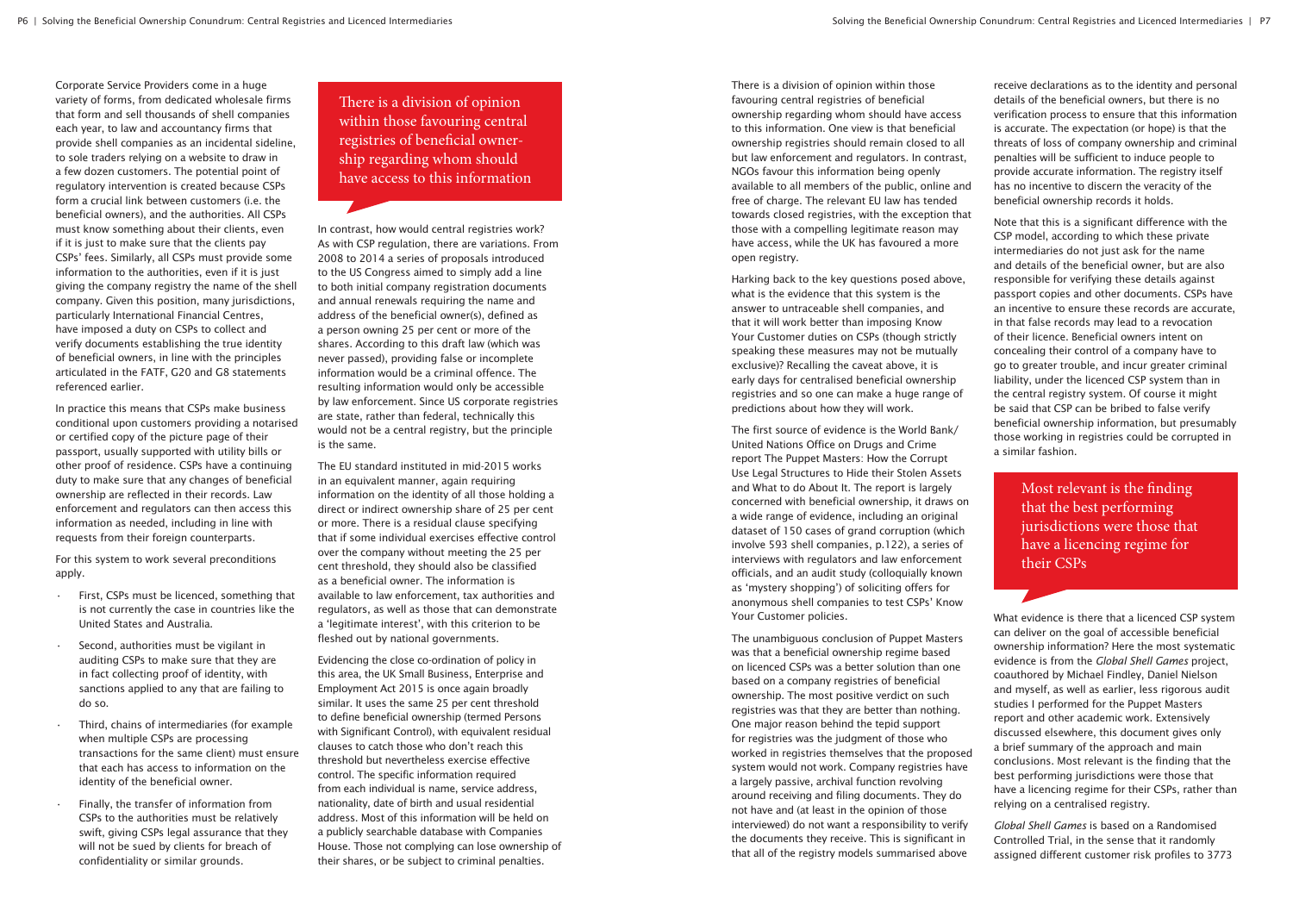Corporate Service Providers come in a huge variety of forms, from dedicated wholesale firms that form and sell thousands of shell companies each year, to law and accountancy firms that provide shell companies as an incidental sideline, to sole traders relying on a website to draw in a few dozen customers. The potential point of regulatory intervention is created because CSPs form a crucial link between customers (i.e. the beneficial owners), and the authorities. All CSPs must know something about their clients, even if it is just to make sure that the clients pay CSPs' fees. Similarly, all CSPs must provide some information to the authorities, even if it is just giving the company registry the name of the shell company. Given this position, many jurisdictions, particularly International Financial Centres, have imposed a duty on CSPs to collect and verify documents establishing the true identity of beneficial owners, in line with the principles articulated in the FATF, G20 and G8 statements referenced earlier.

In practice this means that CSPs make business conditional upon customers providing a notarised or certified copy of the picture page of their passport, usually supported with utility bills or other proof of residence. CSPs have a continuing duty to make sure that any changes of beneficial ownership are reflected in their records. Law enforcement and regulators can then access this information as needed, including in line with requests from their foreign counterparts.

For this system to work several preconditions apply.

- First, CSPs must be licenced, something that is not currently the case in countries like the United States and Australia.
- Second, authorities must be vigilant in auditing CSPs to make sure that they are in fact collecting proof of identity, with sanctions applied to any that are failing to do so.
- Third, chains of intermediaries (for example when multiple CSPs are processing transactions for the same client) must ensure that each has access to information on the identity of the beneficial owner.
- Finally, the transfer of information from CSPs to the authorities must be relatively swift, giving CSPs legal assurance that they will not be sued by clients for breach of confidentiality or similar grounds.

> There is a division of opinion within those favouring central registries of beneficial ownership regarding whom should have access to this information

In contrast, how would central registries work? As with CSP regulation, there are variations. From 2008 to 2014 a series of proposals introduced to the US Congress aimed to simply add a line to both initial company registration documents and annual renewals requiring the name and address of the beneficial owner(s), defined as a person owning 25 per cent or more of the shares. According to this draft law (which was never passed), providing false or incomplete information would be a criminal offence. The resulting information would only be accessible by law enforcement. Since US corporate registries are state, rather than federal, technically this would not be a central registry, but the principle is the same.

The EU standard instituted in mid-2015 works in an equivalent manner, again requiring information on the identity of all those holding a direct or indirect ownership share of 25 per cent or more. There is a residual clause specifying that if some individual exercises effective control over the company without meeting the 25 per cent threshold, they should also be classified as a beneficial owner. The information is available to law enforcement, tax authorities and regulators, as well as those that can demonstrate a 'legitimate interest', with this criterion to be fleshed out by national governments.

Evidencing the close co-ordination of policy in this area, the UK Small Business, Enterprise and Employment Act 2015 is once again broadly similar. It uses the same 25 per cent threshold to define beneficial ownership (termed Persons with Significant Control), with equivalent residual clauses to catch those who don't reach this threshold but nevertheless exercise effective control. The specific information required from each individual is name, service address, nationality, date of birth and usual residential address. Most of this information will be held on a publicly searchable database with Companies House. Those not complying can lose ownership of their shares, or be subject to criminal penalties.

There is a division of opinion within those favouring central registries of beneficial ownership regarding whom should have access to this information. One view is that beneficial ownership registries should remain closed to all but law enforcement and regulators. In contrast, NGOs favour this information being openly available to all members of the public, online and free of charge. The relevant EU law has tended towards closed registries, with the exception that those with a compelling legitimate reason may have access, while the UK has favoured a more open registry.

Harking back to the key questions posed above, what is the evidence that this system is the answer to untraceable shell companies, and that it will work better than imposing Know Your Customer duties on CSPs (though strictly speaking these measures may not be mutually exclusive)? Recalling the caveat above, it is early days for centralised beneficial ownership registries and so one can make a huge range of predictions about how they will work.

The first source of evidence is the World Bank/ United Nations Office on Drugs and Crime report The Puppet Masters: How the Corrupt Use Legal Structures to Hide their Stolen Assets and What to do About It. The report is largely concerned with beneficial ownership, it draws on a wide range of evidence, including an original dataset of 150 cases of grand corruption (which involve 593 shell companies, p.122), a series of interviews with regulators and law enforcement officials, and an audit study (colloquially known as 'mystery shopping') of soliciting offers for anonymous shell companies to test CSPs' Know Your Customer policies.

The unambiguous conclusion of Puppet Masters was that a beneficial ownership regime based on licenced CSPs was a better solution than one based on a company registries of beneficial ownership. The most positive verdict on such registries was that they are better than nothing. One major reason behind the tepid support for registries was the judgment of those who worked in registries themselves that the proposed system would not work. Company registries have a largely passive, archival function revolving around receiving and filing documents. They do not have and (at least in the opinion of those interviewed) do not want a responsibility to verify the documents they receive. This is significant in that all of the registry models summarised above receive declarations as to the identity and personal details of the beneficial owners, but there is no verification process to ensure that this information is accurate. The expectation (or hope) is that the threats of loss of company ownership and criminal penalties will be sufficient to induce people to provide accurate information. The registry itself has no incentive to discern the veracity of the beneficial ownership records it holds.

Note that this is a significant difference with the CSP model, according to which these private intermediaries do not just ask for the name and details of the beneficial owner, but are also responsible for verifying these details against passport copies and other documents. CSPs have an incentive to ensure these records are accurate, in that false records may lead to a revocation of their licence. Beneficial owners intent on concealing their control of a company have to go to greater trouble, and incur greater criminal liability, under the licenced CSP system than in the central registry system. Of course it might be said that CSP can be bribed to false verify beneficial ownership information, but presumably those working in registries could be corrupted in a similar fashion.

> Most relevant is the finding that the best performing jurisdictions were those that have a licencing regime for their CSPs

What evidence is there that a licenced CSP system can deliver on the goal of accessible beneficial ownership information? Here the most systematic evidence is from the *Global Shell Games* project, coauthored by Michael Findley, Daniel Nielson and myself, as well as earlier, less rigorous audit studies I performed for the Puppet Masters report and other academic work. Extensively discussed elsewhere, this document gives only a brief summary of the approach and main conclusions. Most relevant is the finding that the best performing jurisdictions were those that have a licencing regime for their CSPs, rather than relying on a centralised registry.

*Global Shell Games* is based on a Randomised Controlled Trial, in the sense that it randomly assigned different customer risk profiles to 3773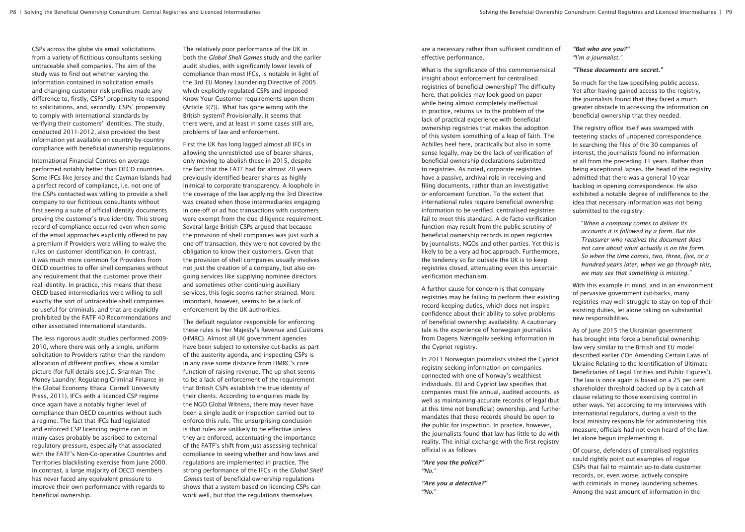CSPs across the globe via email solicitations from a variety of fictitious consultants seeking untraceable shell companies. The aim of the study was to find out whether varying the information contained in solicitation emails and changing customer risk profiles made any difference to, firstly, CSPs' propensity to respond to solicitations, and, secondly, CSPs' propensity to comply with international standards by verifying their customers' identities. The study, conducted 2011-2012, also provided the best information yet available on country-by-country compliance with beneficial ownership regulations.

International Financial Centres on average performed notably better than OECD countries. Some IFCs like Jersey and the Cayman Islands had a perfect record of compliance, i.e. not one of the CSPs contacted was willing to provide a shell company to our fictitious consultants without first seeing a suite of official identity documents proving the customer's true identity. This strong record of compliance occurred even when some of the email approaches explicitly offered to pay a premium if Providers were willing to waive the rules on customer identification. In contrast, it was much more common for Providers from OECD countries to offer shell companies without any requirement that the customer prove their real identity. In practice, this means that these OECD-based intermediaries were willing to sell exactly the sort of untraceable shell companies so useful for criminals, and that are explicitly prohibited by the FATF 40 Recommendations and other associated international standards.

The less rigorous audit studies performed 2009-2010, where there was only a single, uniform solicitation to Providers rather than the random allocation of different profiles, show a similar picture (for full details see J.C. Sharman The Money Laundry: Regulating Criminal Finance in the Global Economy Ithaca: Cornell University Press, 2011). IFCs with a licenced CSP regime once again have a notably higher level of compliance than OECD countries without such a regime. The fact that IFCs had legislated and enforced CSP licencing regime can in many cases probably be ascribed to external regulatory pressure, especially that associated with the FATF's Non-Co-operative Countries and Territories blacklisting exercise from June 2000. In contrast, a large majority of OECD members has never faced any equivalent pressure to improve their own performance with regards to beneficial ownership.

The relatively poor performance of the UK in both the *Global Shell Games* study and the earlier audit studies, with significantly lower levels of compliance than most IFCs, is notable in light of the 3rd EU Money Laundering Directive of 2005 which explicitly regulated CSPs and imposed Know Your Customer requirements upon them (Article 3(7)). What has gone wrong with the British system? Provisionally, it seems that there were, and at least in some cases still are, problems of law and enforcement.

First the UK has long lagged almost all IFCs in allowing the unrestricted use of bearer shares, only moving to abolish these in 2015, despite the fact that the FATF had for almost 20 years previously identified bearer shares as highly inimical to corporate transparency. A loophole in the coverage of the law applying the 3rd Directive was created when those intermediaries engaging in one-off or ad hoc transactions with customers were exempt from the due diligence requirement. Several large British CSPs argued that because the provision of shell companies was just such a one-off transaction, they were not covered by the obligation to know their customers. Given that the provision of shell companies usually involves not just the creation of a company, but also on-going services like supplying nominee directors and sometimes other continuing auxiliary services, this logic seems rather strained. More important, however, seems to be a lack of enforcement by the UK authorities.

The default regulator responsible for enforcing these rules is Her Majesty's Revenue and Customs (HMRC). Almost all UK government agencies have been subject to extensive cut-backs as part of the austerity agenda, and inspecting CSPs is in any case some distance from HMRC's core function of raising revenue. The up-shot seems to be a lack of enforcement of the requirement that British CSPs establish the true identity of their clients. According to enquiries made by the NGO Global Witness, there may never have been a single audit or inspection carried out to enforce this rule. The unsurprising conclusion is that rules are unlikely to be effective unless they are enforced, accentuating the importance of the FATF's shift from just assessing technical compliance to seeing whether and how laws and regulations are implemented in practice. The strong performance of the IFCs in the *Global Shell Games* test of beneficial ownership regulations shows that a system based on licencing CSPs can work well, but that the regulations themselves are a necessary rather than sufficient condition of effective performance.

What is the significance of this commonsensical insight about enforcement for centralised registries of beneficial ownership? The difficulty here, that policies may look good on paper while being almost completely ineffectual in practice, returns us to the problem of the lack of practical experience with beneficial ownership registries that makes the adoption of this system something of a leap of faith. The Achilles heel here, practically but also in some sense legally, may be the lack of verification of beneficial ownership declarations submitted to registries. As noted, corporate registries have a passive, archival role in receiving and filing documents, rather than an investigative or enforcement function. To the extent that international rules require beneficial ownership information to be verified, centralised registries fail to meet this standard. A de facto verification function may result from the public scrutiny of beneficial ownership records in open registries by journalists, NGOs and other parties. Yet this is likely to be a very ad hoc approach. Furthermore, the tendency so far outside the UK is to keep registries closed, attenuating even this uncertain verification mechanism.

A further cause for concern is that company registries may be failing to perform their existing record-keeping duties, which does not inspire confidence about their ability to solve problems of beneficial ownership availability. A cautionary tale is the experience of Norwegian journalists from Dagens Næringsliv seeking information in the Cypriot registry.

In 2011 Norwegian journalists visited the Cypriot registry seeking information on companies connected with one of Norway's wealthiest individuals. EU and Cypriot law specifies that companies must file annual, audited accounts, as well as maintaining accurate records of legal (but at this time not beneficial) ownership, and further mandates that these records should be open to the public for inspection. In practice, however, the journalists found that law has little to do with reality. The initial exchange with the first registry official is as follows:

***"Are you the police?"***
*"No."*

***"Are you a detective?"***
*"No."*

***"But who are you?"***
*"I'm a journalist."*

***"These documents are secret."***

So much for the law specifying public access. Yet after having gained access to the registry, the journalists found that they faced a much greater obstacle to accessing the information on beneficial ownership that they needed.

The registry office itself was swamped with teetering stacks of unopened correspondence. In searching the files of the 30 companies of interest, the journalists found no information at all from the preceding 11 years. Rather than being exceptional lapses, the head of the registry admitted that there was a general 10-year backlog in opening correspondence. He also exhibited a notable degree of indifference to the idea that necessary information was not being submitted to the registry:

> "*When a company comes to deliver its accounts it is followed by a form. But the Treasurer who receives the document does not care about what actually is on the form. So when the time comes, two, three, five, or a hundred years later, when we go through this, we may see that something is missing.*"

With this example in mind, and in an environment of pervasive government cut-backs, many registries may well struggle to stay on top of their existing duties, let alone taking on substantial new responsibilities.

As of June 2015 the Ukrainian government has brought into force a beneficial ownership law very similar to the British and EU model described earlier ('On Amending Certain Laws of Ukraine Relating to the Identification of Ultimate Beneficiaries of Legal Entities and Public Figures'). The law is once again is based on a 25 per cent shareholder threshold backed up by a catch-all clause relating to those exercising control in other ways. Yet according to my interviews with international regulators, during a visit to the local ministry responsible for administering this measure, officials had not even heard of the law, let alone begun implementing it.

Of course, defenders of centralised registries could rightly point out examples of rogue CSPs that fail to maintain up-to-date customer records, or, even worse, actively conspire with criminals in money laundering schemes. Among the vast amount of information in the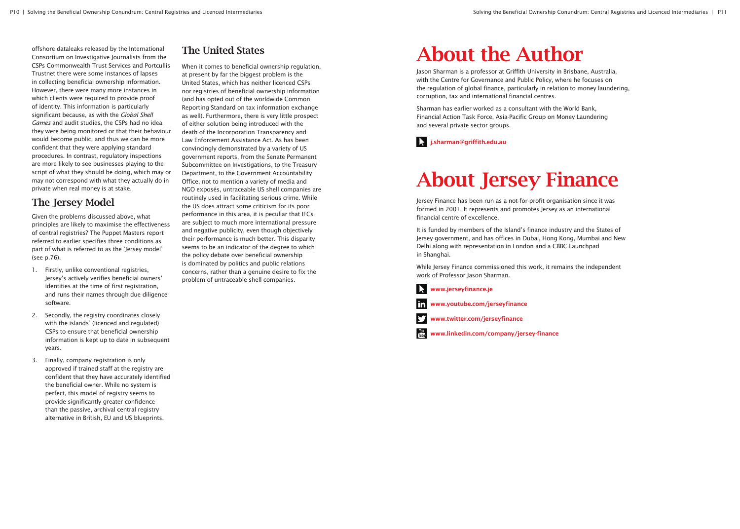offshore dataleaks released by the International Consortium on Investigative Journalists from the CSPs Commonwealth Trust Services and Portcullis Trustnet there were some instances of lapses in collecting beneficial ownership information. However, there were many more instances in which clients were required to provide proof of identity. This information is particularly significant because, as with the *Global Shell Games* and audit studies, the CSPs had no idea they were being monitored or that their behaviour would become public, and thus we can be more confident that they were applying standard procedures. In contrast, regulatory inspections are more likely to see businesses playing to the script of what they should be doing, which may or may not correspond with what they actually do in private when real money is at stake.

## The Jersey Model

Given the problems discussed above, what principles are likely to maximise the effectiveness of central registries? The Puppet Masters report referred to earlier specifies three conditions as part of what is referred to as the 'Jersey model' (see p.76).

1. Firstly, unlike conventional registries, Jersey's actively verifies beneficial owners' identities at the time of first registration, and runs their names through due diligence software.
2. Secondly, the registry coordinates closely with the islands' (licenced and regulated) CSPs to ensure that beneficial ownership information is kept up to date in subsequent years.
3. Finally, company registration is only approved if trained staff at the registry are confident that they have accurately identified the beneficial owner. While no system is perfect, this model of registry seems to provide significantly greater confidence than the passive, archival central registry alternative in British, EU and US blueprints.

## The United States

When it comes to beneficial ownership regulation, at present by far the biggest problem is the United States, which has neither licenced CSPs nor registries of beneficial ownership information (and has opted out of the worldwide Common Reporting Standard on tax information exchange as well). Furthermore, there is very little prospect of either solution being introduced with the death of the Incorporation Transparency and Law Enforcement Assistance Act. As has been convincingly demonstrated by a variety of US government reports, from the Senate Permanent Subcommittee on Investigations, to the Treasury Department, to the Government Accountability Office, not to mention a variety of media and NGO exposés, untraceable US shell companies are routinely used in facilitating serious crime. While the US does attract some criticism for its poor performance in this area, it is peculiar that IFCs are subject to much more international pressure and negative publicity, even though objectively their performance is much better. This disparity seems to be an indicator of the degree to which the policy debate over beneficial ownership is dominated by politics and public relations concerns, rather than a genuine desire to fix the problem of untraceable shell companies.

# About the Author

Jason Sharman is a professor at Griffith University in Brisbane, Australia, with the Centre for Governance and Public Policy, where he focuses on the regulation of global finance, particularly in relation to money laundering, corruption, tax and international financial centres.

Sharman has earlier worked as a consultant with the World Bank, Financial Action Task Force, Asia-Pacific Group on Money Laundering and several private sector groups.

**j.sharman@griffith.edu.au**

# About Jersey Finance

Jersey Finance has been run as a not-for-profit organisation since it was formed in 2001. It represents and promotes Jersey as an international financial centre of excellence.

It is funded by members of the Island's finance industry and the States of Jersey government, and has offices in Dubai, Hong Kong, Mumbai and New Delhi along with representation in London and a CBBC Launchpad in Shanghai.

While Jersey Finance commissioned this work, it remains the independent work of Professor Jason Sharman.

**www.jerseyfinance.je**

**www.youtube.com/jerseyfinance**

**www.twitter.com/jerseyfinance**

**www.linkedin.com/company/jersey-finance**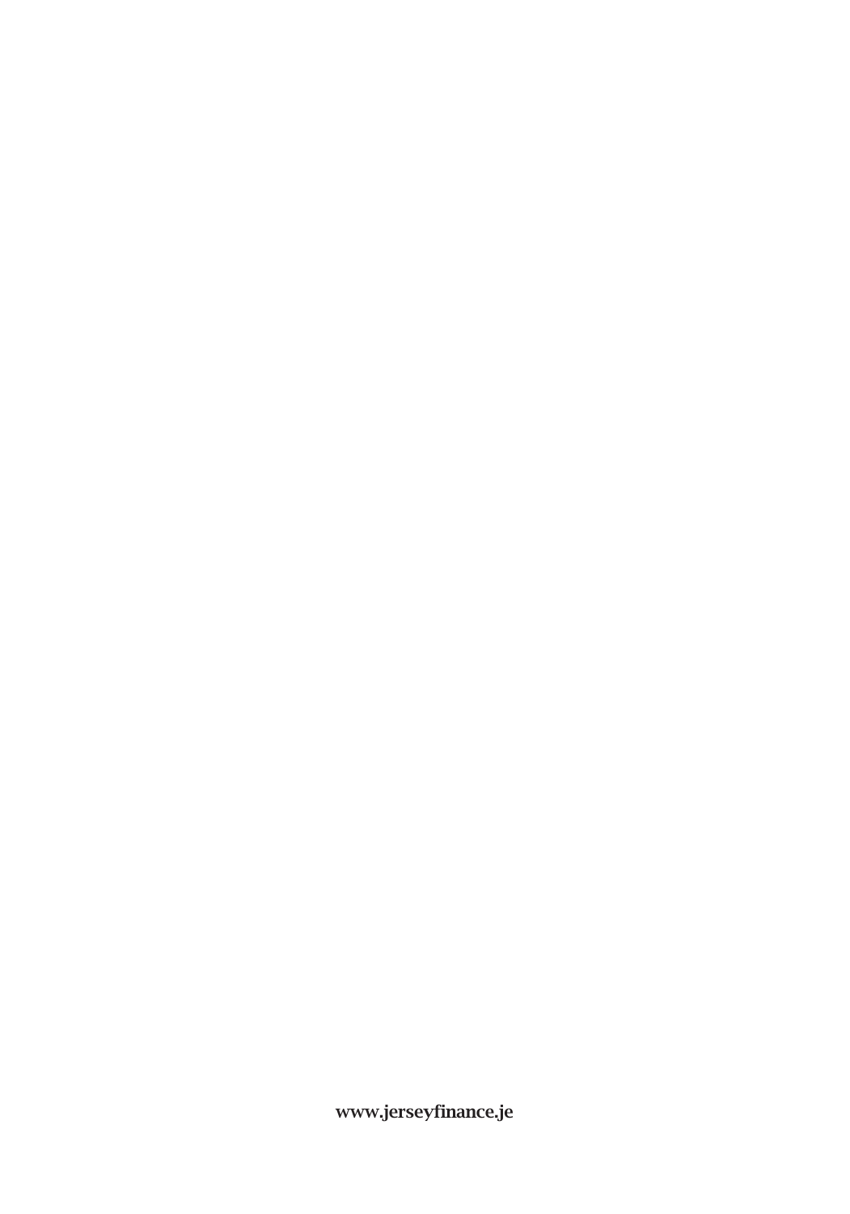www.jerseyfinance.je